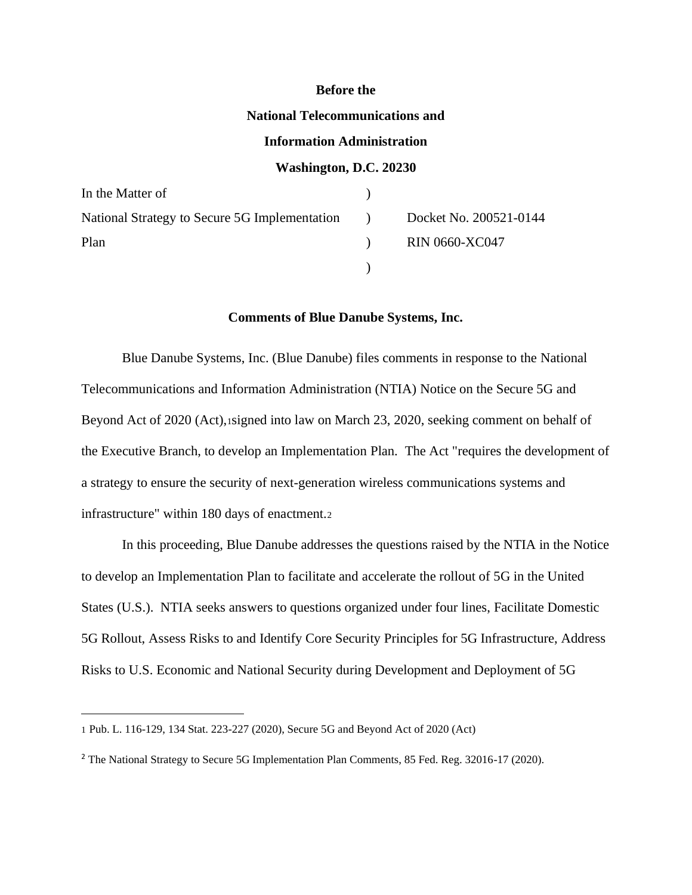**Before the**

**National Telecommunications and**

**Information Administration**

**Washington, D.C. 20230**

| | | |
|---|---|---|
| In the Matter of | ) | |
| National Strategy to Secure 5G Implementation | ) | Docket No. 200521-0144 |
| Plan | ) | RIN 0660-XC047 |
| | ) | |

**Comments of Blue Danube Systems, Inc.**

Blue Danube Systems, Inc. (Blue Danube) files comments in response to the National Telecommunications and Information Administration (NTIA) Notice on the Secure 5G and Beyond Act of 2020 (Act),[1]signed into law on March 23, 2020, seeking comment on behalf of the Executive Branch, to develop an Implementation Plan. The Act "requires the development of a strategy to ensure the security of next-generation wireless communications systems and infrastructure" within 180 days of enactment.[2]

In this proceeding, Blue Danube addresses the questions raised by the NTIA in the Notice to develop an Implementation Plan to facilitate and accelerate the rollout of 5G in the United States (U.S.). NTIA seeks answers to questions organized under four lines, Facilitate Domestic 5G Rollout, Assess Risks to and Identify Core Security Principles for 5G Infrastructure, Address Risks to U.S. Economic and National Security during Development and Deployment of 5G

---

[1] Pub. L. 116-129, 134 Stat. 223-227 (2020), Secure 5G and Beyond Act of 2020 (Act)

[2] The National Strategy to Secure 5G Implementation Plan Comments, 85 Fed. Reg. 32016-17 (2020).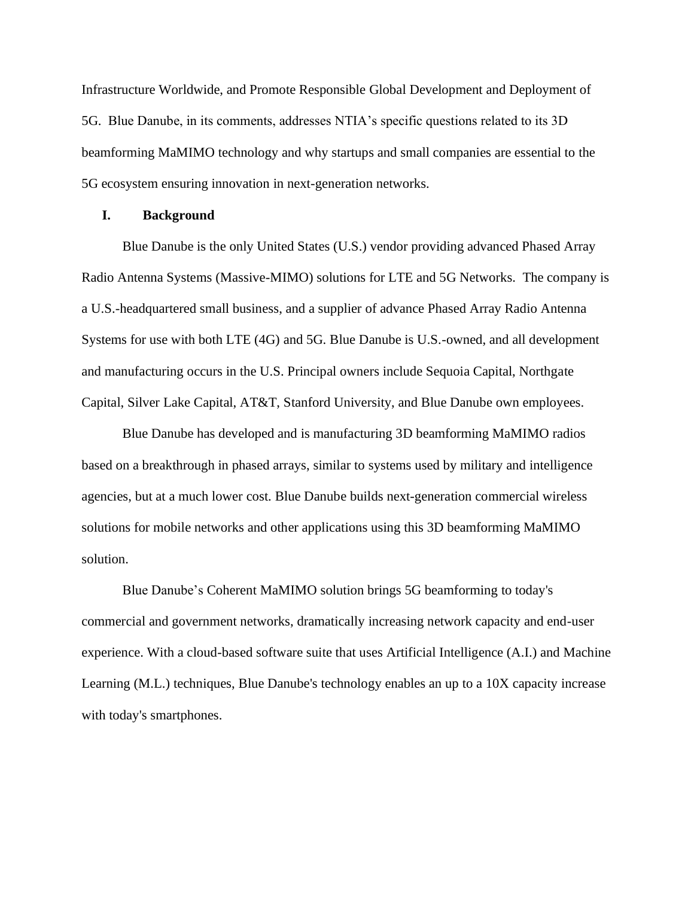Infrastructure Worldwide, and Promote Responsible Global Development and Deployment of 5G. Blue Danube, in its comments, addresses NTIA's specific questions related to its 3D beamforming MaMIMO technology and why startups and small companies are essential to the 5G ecosystem ensuring innovation in next-generation networks.

## I. Background

Blue Danube is the only United States (U.S.) vendor providing advanced Phased Array Radio Antenna Systems (Massive-MIMO) solutions for LTE and 5G Networks. The company is a U.S.-headquartered small business, and a supplier of advance Phased Array Radio Antenna Systems for use with both LTE (4G) and 5G. Blue Danube is U.S.-owned, and all development and manufacturing occurs in the U.S. Principal owners include Sequoia Capital, Northgate Capital, Silver Lake Capital, AT&T, Stanford University, and Blue Danube own employees.

Blue Danube has developed and is manufacturing 3D beamforming MaMIMO radios based on a breakthrough in phased arrays, similar to systems used by military and intelligence agencies, but at a much lower cost. Blue Danube builds next-generation commercial wireless solutions for mobile networks and other applications using this 3D beamforming MaMIMO solution.

Blue Danube's Coherent MaMIMO solution brings 5G beamforming to today's commercial and government networks, dramatically increasing network capacity and end-user experience. With a cloud-based software suite that uses Artificial Intelligence (A.I.) and Machine Learning (M.L.) techniques, Blue Danube's technology enables an up to a 10X capacity increase with today's smartphones.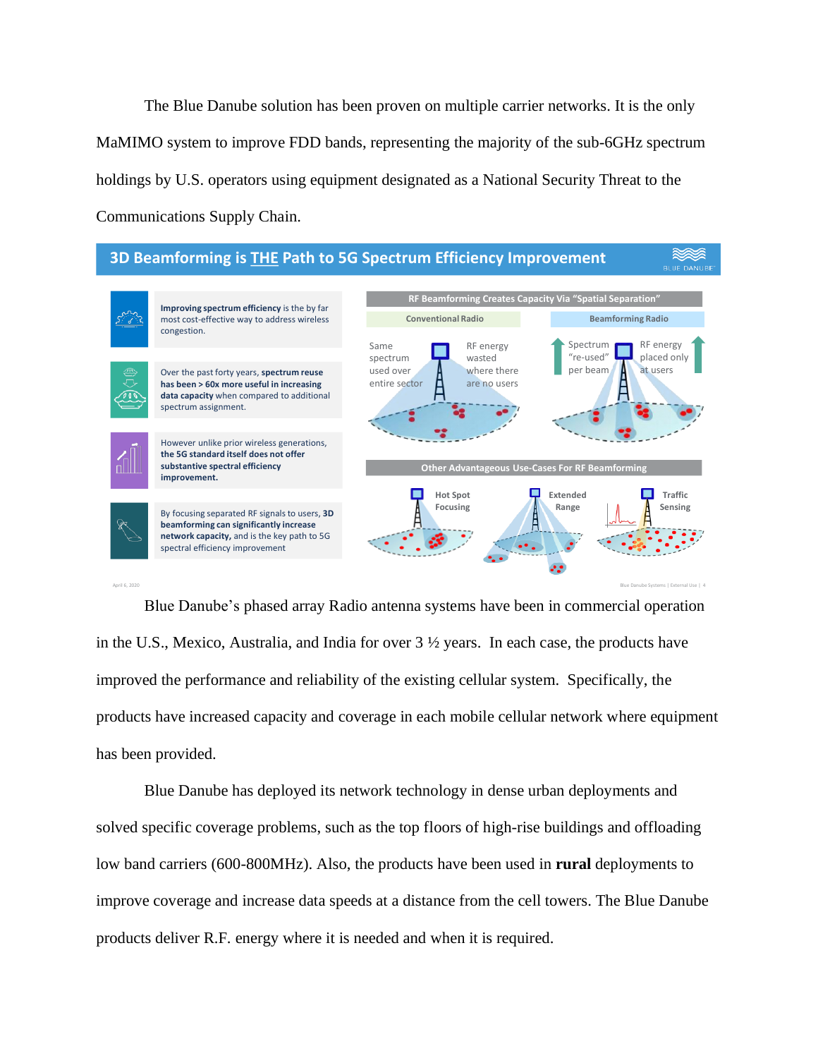The Blue Danube solution has been proven on multiple carrier networks. It is the only MaMIMO system to improve FDD bands, representing the majority of the sub-6GHz spectrum holdings by U.S. operators using equipment designated as a National Security Threat to the Communications Supply Chain.

**3D Beamforming is THE Path to 5G Spectrum Efficiency Improvement**

**Improving spectrum efficiency** is the by far most cost-effective way to address wireless congestion.

Over the past forty years, **spectrum reuse has been > 60x more useful in increasing data capacity** when compared to additional spectrum assignment.

However unlike prior wireless generations, **the 5G standard itself does not offer substantive spectral efficiency improvement.**

By focusing separated RF signals to users, **3D beamforming can significantly increase network capacity,** and is the key path to 5G spectral efficiency improvement

**RF Beamforming Creates Capacity Via "Spatial Separation"**

| Conventional Radio | Beamforming Radio |
|---|---|
| Same spectrum used over entire sector; RF energy wasted where there are no users | Spectrum "re-used" per beam; RF energy placed only at users |

**Other Advantageous Use-Cases For RF Beamforming**

- Hot Spot Focusing
- Extended Range
- Traffic Sensing

April 6, 2020 — Blue Danube Systems | External Use | 4

Blue Danube's phased array Radio antenna systems have been in commercial operation in the U.S., Mexico, Australia, and India for over 3 ½ years. In each case, the products have improved the performance and reliability of the existing cellular system. Specifically, the products have increased capacity and coverage in each mobile cellular network where equipment has been provided.

Blue Danube has deployed its network technology in dense urban deployments and solved specific coverage problems, such as the top floors of high-rise buildings and offloading low band carriers (600-800MHz). Also, the products have been used in **rural** deployments to improve coverage and increase data speeds at a distance from the cell towers. The Blue Danube products deliver R.F. energy where it is needed and when it is required.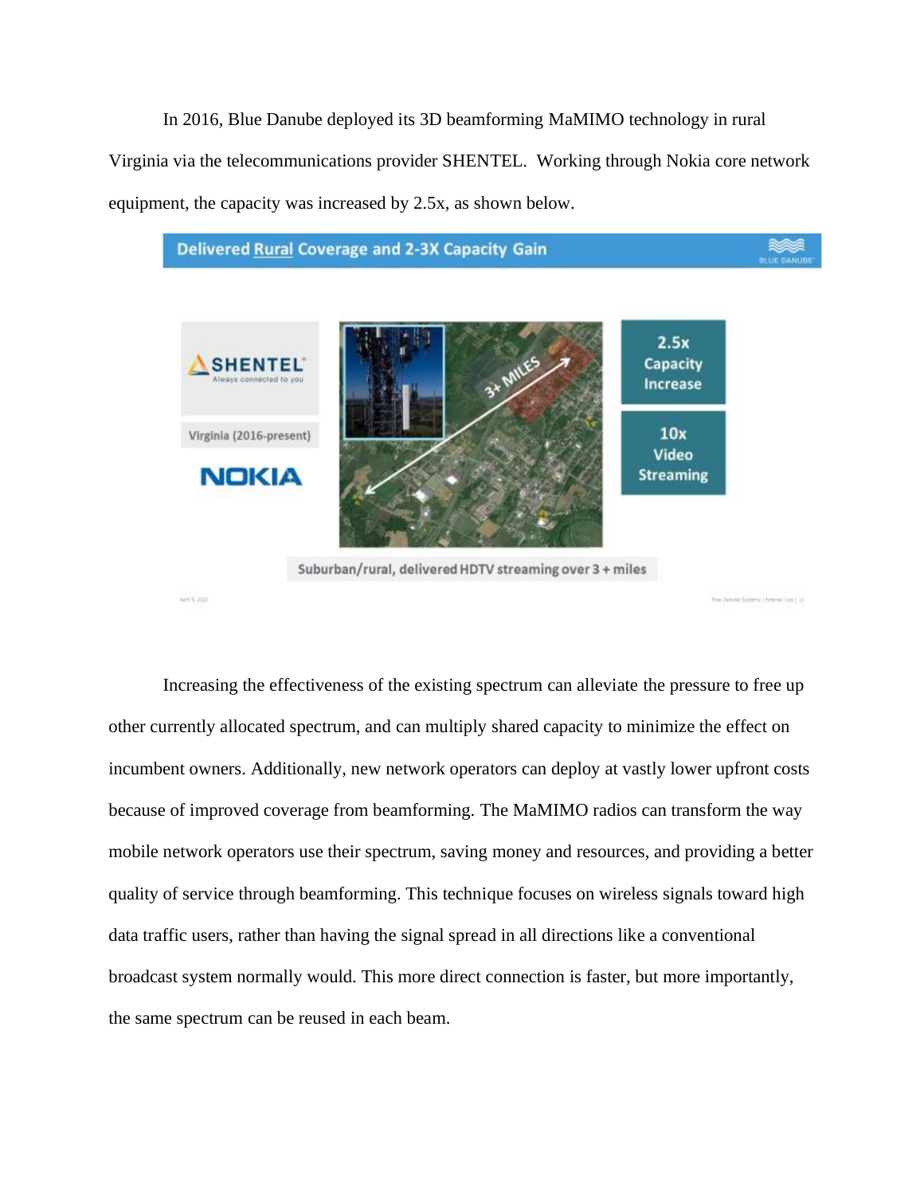In 2016, Blue Danube deployed its 3D beamforming MaMIMO technology in rural Virginia via the telecommunications provider SHENTEL. Working through Nokia core network equipment, the capacity was increased by 2.5x, as shown below.

Increasing the effectiveness of the existing spectrum can alleviate the pressure to free up other currently allocated spectrum, and can multiply shared capacity to minimize the effect on incumbent owners. Additionally, new network operators can deploy at vastly lower upfront costs because of improved coverage from beamforming. The MaMIMO radios can transform the way mobile network operators use their spectrum, saving money and resources, and providing a better quality of service through beamforming. This technique focuses on wireless signals toward high data traffic users, rather than having the signal spread in all directions like a conventional broadcast system normally would. This more direct connection is faster, but more importantly, the same spectrum can be reused in each beam.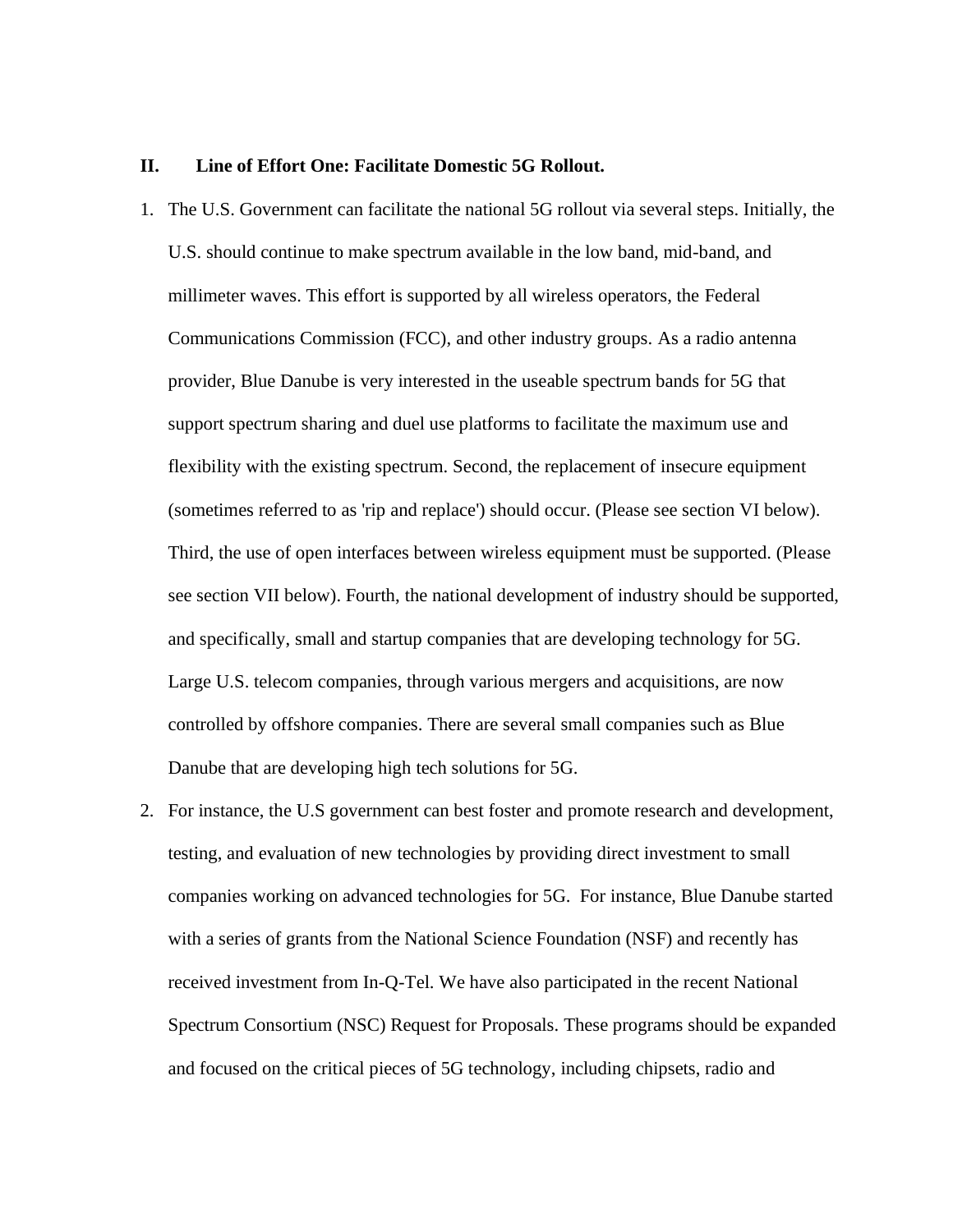## II. Line of Effort One: Facilitate Domestic 5G Rollout.

1. The U.S. Government can facilitate the national 5G rollout via several steps. Initially, the U.S. should continue to make spectrum available in the low band, mid-band, and millimeter waves. This effort is supported by all wireless operators, the Federal Communications Commission (FCC), and other industry groups. As a radio antenna provider, Blue Danube is very interested in the useable spectrum bands for 5G that support spectrum sharing and duel use platforms to facilitate the maximum use and flexibility with the existing spectrum. Second, the replacement of insecure equipment (sometimes referred to as 'rip and replace') should occur. (Please see section VI below). Third, the use of open interfaces between wireless equipment must be supported. (Please see section VII below). Fourth, the national development of industry should be supported, and specifically, small and startup companies that are developing technology for 5G. Large U.S. telecom companies, through various mergers and acquisitions, are now controlled by offshore companies. There are several small companies such as Blue Danube that are developing high tech solutions for 5G.
2. For instance, the U.S government can best foster and promote research and development, testing, and evaluation of new technologies by providing direct investment to small companies working on advanced technologies for 5G. For instance, Blue Danube started with a series of grants from the National Science Foundation (NSF) and recently has received investment from In-Q-Tel. We have also participated in the recent National Spectrum Consortium (NSC) Request for Proposals. These programs should be expanded and focused on the critical pieces of 5G technology, including chipsets, radio and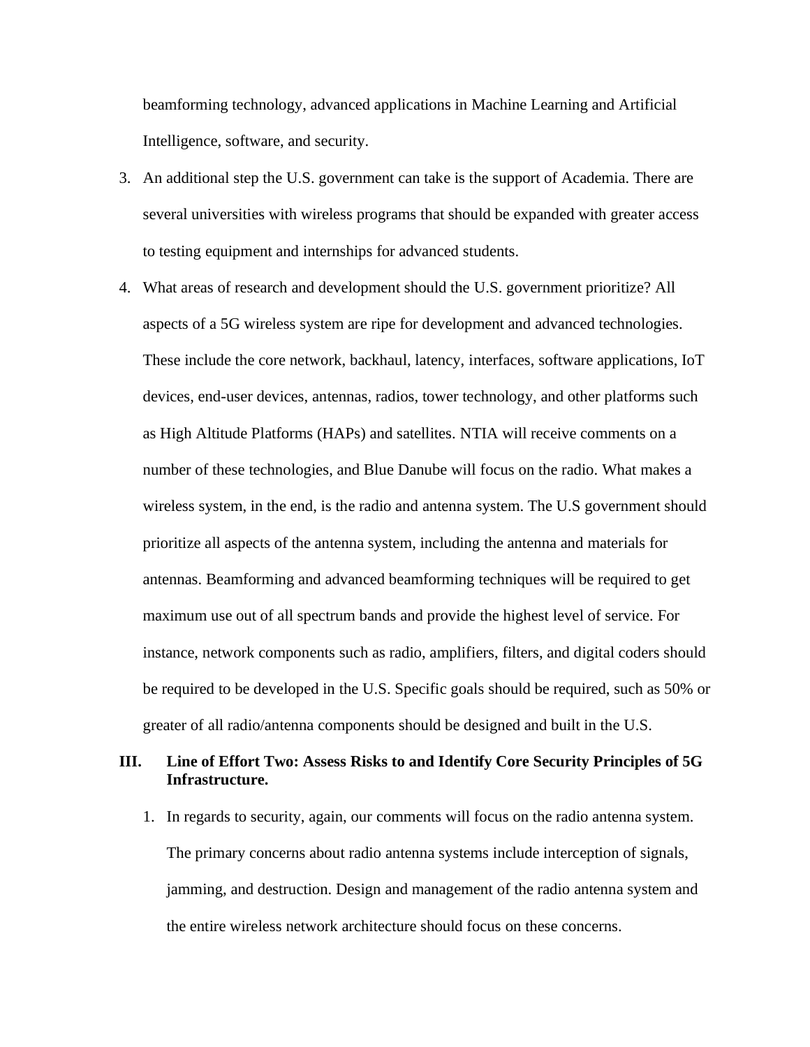beamforming technology, advanced applications in Machine Learning and Artificial Intelligence, software, and security.

3. An additional step the U.S. government can take is the support of Academia. There are several universities with wireless programs that should be expanded with greater access to testing equipment and internships for advanced students.

4. What areas of research and development should the U.S. government prioritize? All aspects of a 5G wireless system are ripe for development and advanced technologies. These include the core network, backhaul, latency, interfaces, software applications, IoT devices, end-user devices, antennas, radios, tower technology, and other platforms such as High Altitude Platforms (HAPs) and satellites. NTIA will receive comments on a number of these technologies, and Blue Danube will focus on the radio. What makes a wireless system, in the end, is the radio and antenna system. The U.S government should prioritize all aspects of the antenna system, including the antenna and materials for antennas. Beamforming and advanced beamforming techniques will be required to get maximum use out of all spectrum bands and provide the highest level of service. For instance, network components such as radio, amplifiers, filters, and digital coders should be required to be developed in the U.S. Specific goals should be required, such as 50% or greater of all radio/antenna components should be designed and built in the U.S.

## III. Line of Effort Two: Assess Risks to and Identify Core Security Principles of 5G Infrastructure.

1. In regards to security, again, our comments will focus on the radio antenna system. The primary concerns about radio antenna systems include interception of signals, jamming, and destruction. Design and management of the radio antenna system and the entire wireless network architecture should focus on these concerns.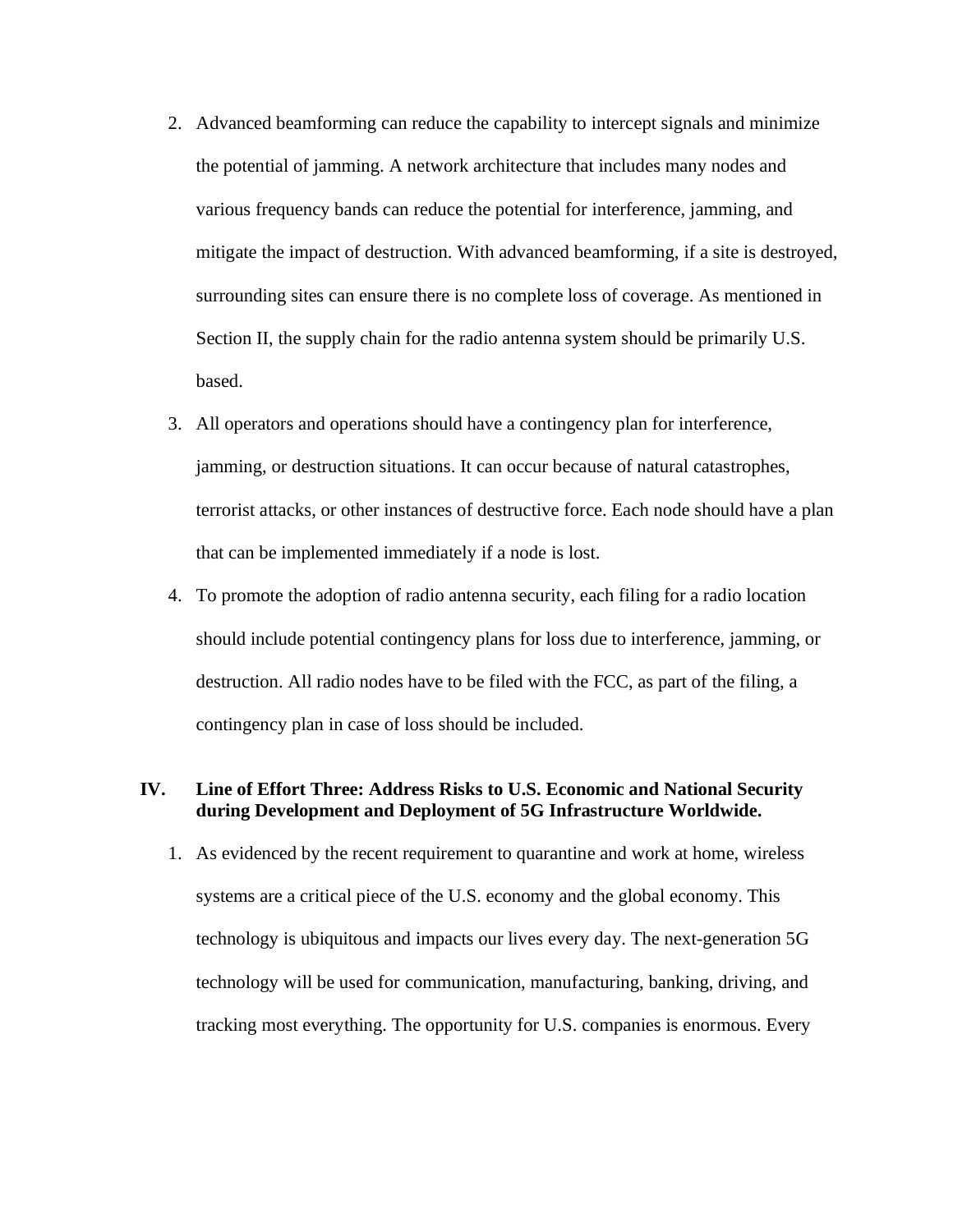2. Advanced beamforming can reduce the capability to intercept signals and minimize the potential of jamming. A network architecture that includes many nodes and various frequency bands can reduce the potential for interference, jamming, and mitigate the impact of destruction. With advanced beamforming, if a site is destroyed, surrounding sites can ensure there is no complete loss of coverage. As mentioned in Section II, the supply chain for the radio antenna system should be primarily U.S. based.
3. All operators and operations should have a contingency plan for interference, jamming, or destruction situations. It can occur because of natural catastrophes, terrorist attacks, or other instances of destructive force. Each node should have a plan that can be implemented immediately if a node is lost.
4. To promote the adoption of radio antenna security, each filing for a radio location should include potential contingency plans for loss due to interference, jamming, or destruction. All radio nodes have to be filed with the FCC, as part of the filing, a contingency plan in case of loss should be included.

## IV. Line of Effort Three: Address Risks to U.S. Economic and National Security during Development and Deployment of 5G Infrastructure Worldwide.

1. As evidenced by the recent requirement to quarantine and work at home, wireless systems are a critical piece of the U.S. economy and the global economy. This technology is ubiquitous and impacts our lives every day. The next-generation 5G technology will be used for communication, manufacturing, banking, driving, and tracking most everything. The opportunity for U.S. companies is enormous. Every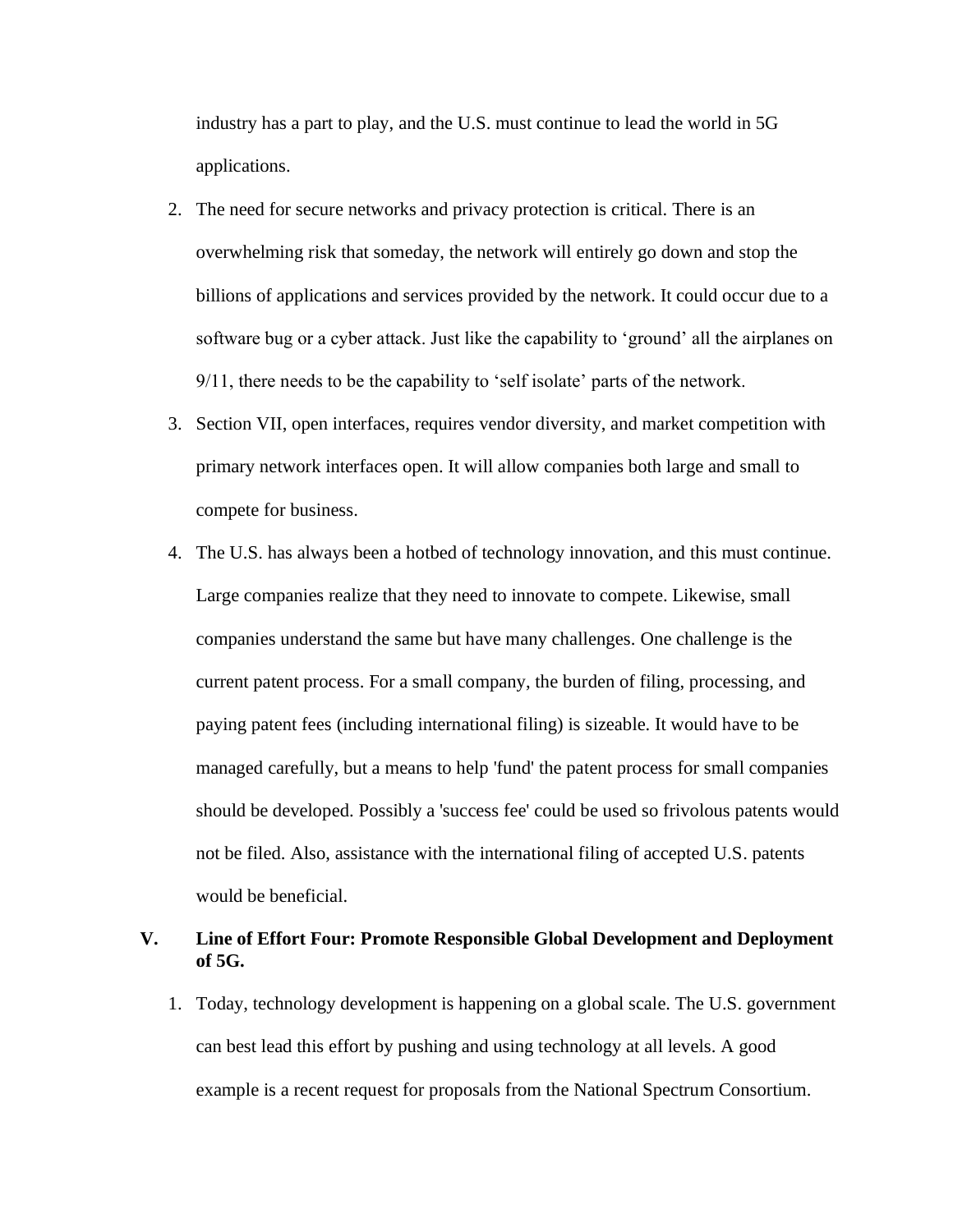industry has a part to play, and the U.S. must continue to lead the world in 5G applications.

2. The need for secure networks and privacy protection is critical. There is an overwhelming risk that someday, the network will entirely go down and stop the billions of applications and services provided by the network. It could occur due to a software bug or a cyber attack. Just like the capability to 'ground' all the airplanes on 9/11, there needs to be the capability to 'self isolate' parts of the network.
3. Section VII, open interfaces, requires vendor diversity, and market competition with primary network interfaces open. It will allow companies both large and small to compete for business.
4. The U.S. has always been a hotbed of technology innovation, and this must continue. Large companies realize that they need to innovate to compete. Likewise, small companies understand the same but have many challenges. One challenge is the current patent process. For a small company, the burden of filing, processing, and paying patent fees (including international filing) is sizeable. It would have to be managed carefully, but a means to help 'fund' the patent process for small companies should be developed. Possibly a 'success fee' could be used so frivolous patents would not be filed. Also, assistance with the international filing of accepted U.S. patents would be beneficial.

## V. Line of Effort Four: Promote Responsible Global Development and Deployment of 5G.

1. Today, technology development is happening on a global scale. The U.S. government can best lead this effort by pushing and using technology at all levels. A good example is a recent request for proposals from the National Spectrum Consortium.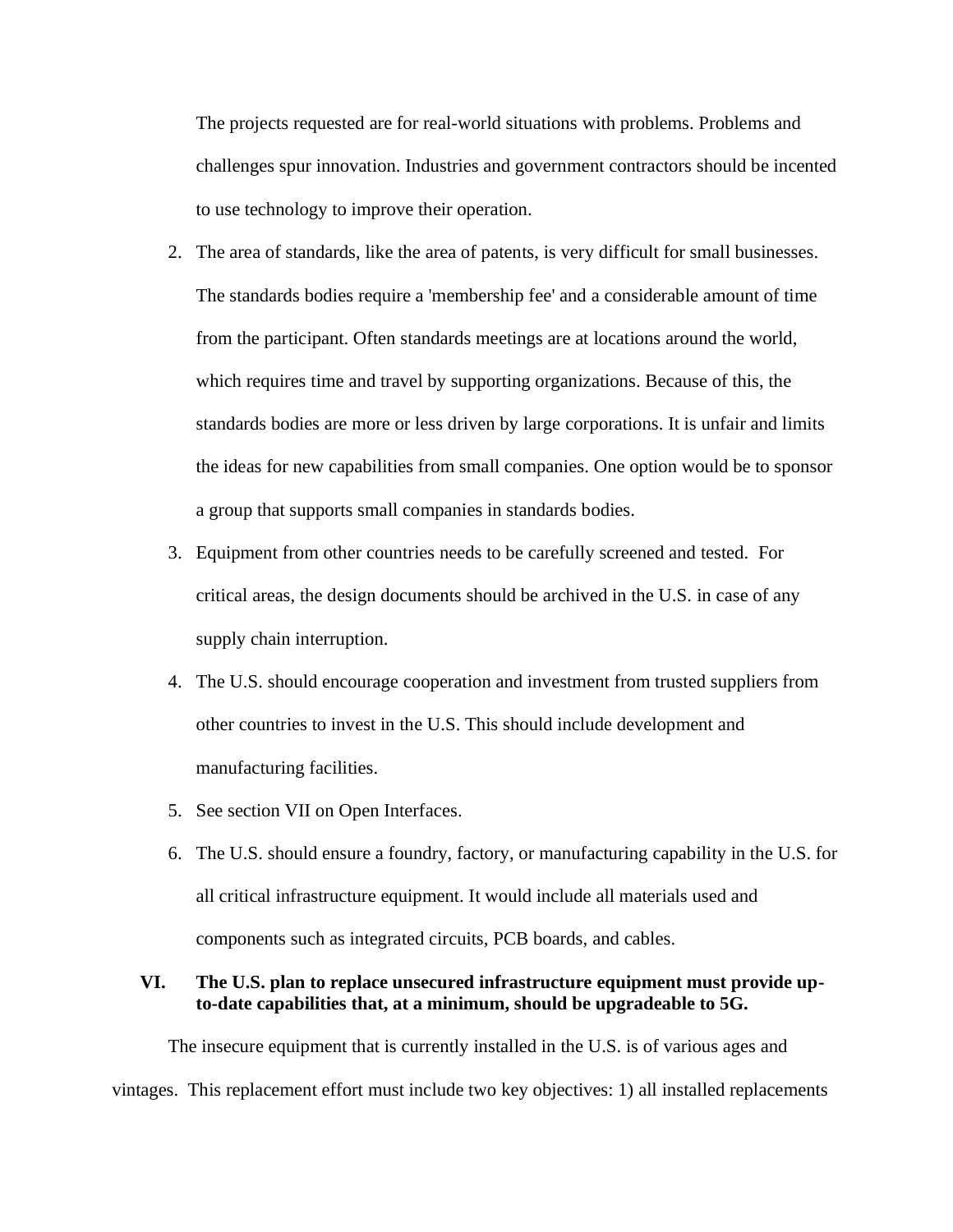The projects requested are for real-world situations with problems. Problems and challenges spur innovation. Industries and government contractors should be incented to use technology to improve their operation.

2. The area of standards, like the area of patents, is very difficult for small businesses. The standards bodies require a 'membership fee' and a considerable amount of time from the participant. Often standards meetings are at locations around the world, which requires time and travel by supporting organizations. Because of this, the standards bodies are more or less driven by large corporations. It is unfair and limits the ideas for new capabilities from small companies. One option would be to sponsor a group that supports small companies in standards bodies.
3. Equipment from other countries needs to be carefully screened and tested. For critical areas, the design documents should be archived in the U.S. in case of any supply chain interruption.
4. The U.S. should encourage cooperation and investment from trusted suppliers from other countries to invest in the U.S. This should include development and manufacturing facilities.
5. See section VII on Open Interfaces.
6. The U.S. should ensure a foundry, factory, or manufacturing capability in the U.S. for all critical infrastructure equipment. It would include all materials used and components such as integrated circuits, PCB boards, and cables.

## VI. The U.S. plan to replace unsecured infrastructure equipment must provide up-to-date capabilities that, at a minimum, should be upgradeable to 5G.

The insecure equipment that is currently installed in the U.S. is of various ages and vintages. This replacement effort must include two key objectives: 1) all installed replacements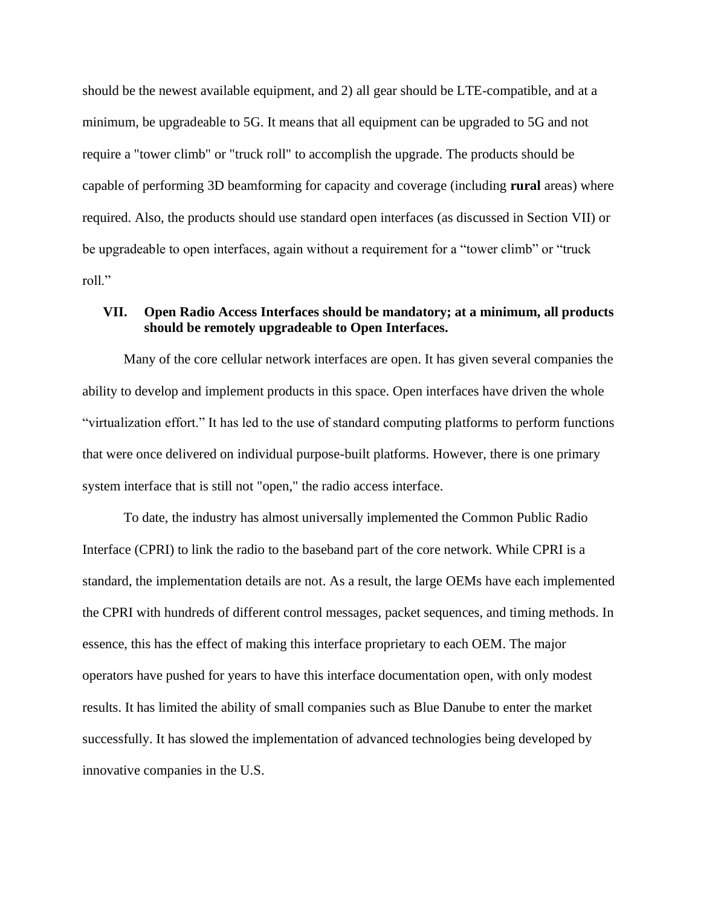should be the newest available equipment, and 2) all gear should be LTE-compatible, and at a minimum, be upgradeable to 5G. It means that all equipment can be upgraded to 5G and not require a "tower climb" or "truck roll" to accomplish the upgrade. The products should be capable of performing 3D beamforming for capacity and coverage (including **rural** areas) where required. Also, the products should use standard open interfaces (as discussed in Section VII) or be upgradeable to open interfaces, again without a requirement for a “tower climb” or “truck roll.”

## VII. Open Radio Access Interfaces should be mandatory; at a minimum, all products should be remotely upgradeable to Open Interfaces.

Many of the core cellular network interfaces are open. It has given several companies the ability to develop and implement products in this space. Open interfaces have driven the whole “virtualization effort.” It has led to the use of standard computing platforms to perform functions that were once delivered on individual purpose-built platforms. However, there is one primary system interface that is still not "open," the radio access interface.

To date, the industry has almost universally implemented the Common Public Radio Interface (CPRI) to link the radio to the baseband part of the core network. While CPRI is a standard, the implementation details are not. As a result, the large OEMs have each implemented the CPRI with hundreds of different control messages, packet sequences, and timing methods. In essence, this has the effect of making this interface proprietary to each OEM. The major operators have pushed for years to have this interface documentation open, with only modest results. It has limited the ability of small companies such as Blue Danube to enter the market successfully. It has slowed the implementation of advanced technologies being developed by innovative companies in the U.S.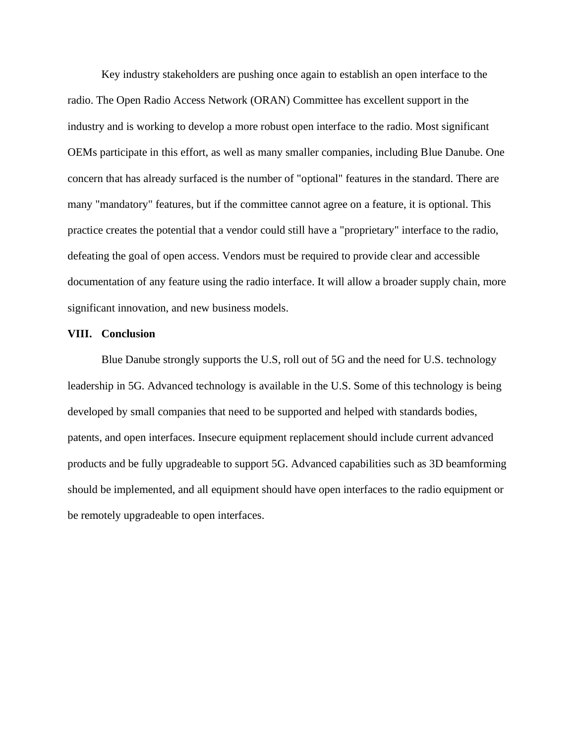Key industry stakeholders are pushing once again to establish an open interface to the radio. The Open Radio Access Network (ORAN) Committee has excellent support in the industry and is working to develop a more robust open interface to the radio. Most significant OEMs participate in this effort, as well as many smaller companies, including Blue Danube. One concern that has already surfaced is the number of "optional" features in the standard. There are many "mandatory" features, but if the committee cannot agree on a feature, it is optional. This practice creates the potential that a vendor could still have a "proprietary" interface to the radio, defeating the goal of open access. Vendors must be required to provide clear and accessible documentation of any feature using the radio interface. It will allow a broader supply chain, more significant innovation, and new business models.

## VIII. Conclusion

Blue Danube strongly supports the U.S, roll out of 5G and the need for U.S. technology leadership in 5G. Advanced technology is available in the U.S. Some of this technology is being developed by small companies that need to be supported and helped with standards bodies, patents, and open interfaces. Insecure equipment replacement should include current advanced products and be fully upgradeable to support 5G. Advanced capabilities such as 3D beamforming should be implemented, and all equipment should have open interfaces to the radio equipment or be remotely upgradeable to open interfaces.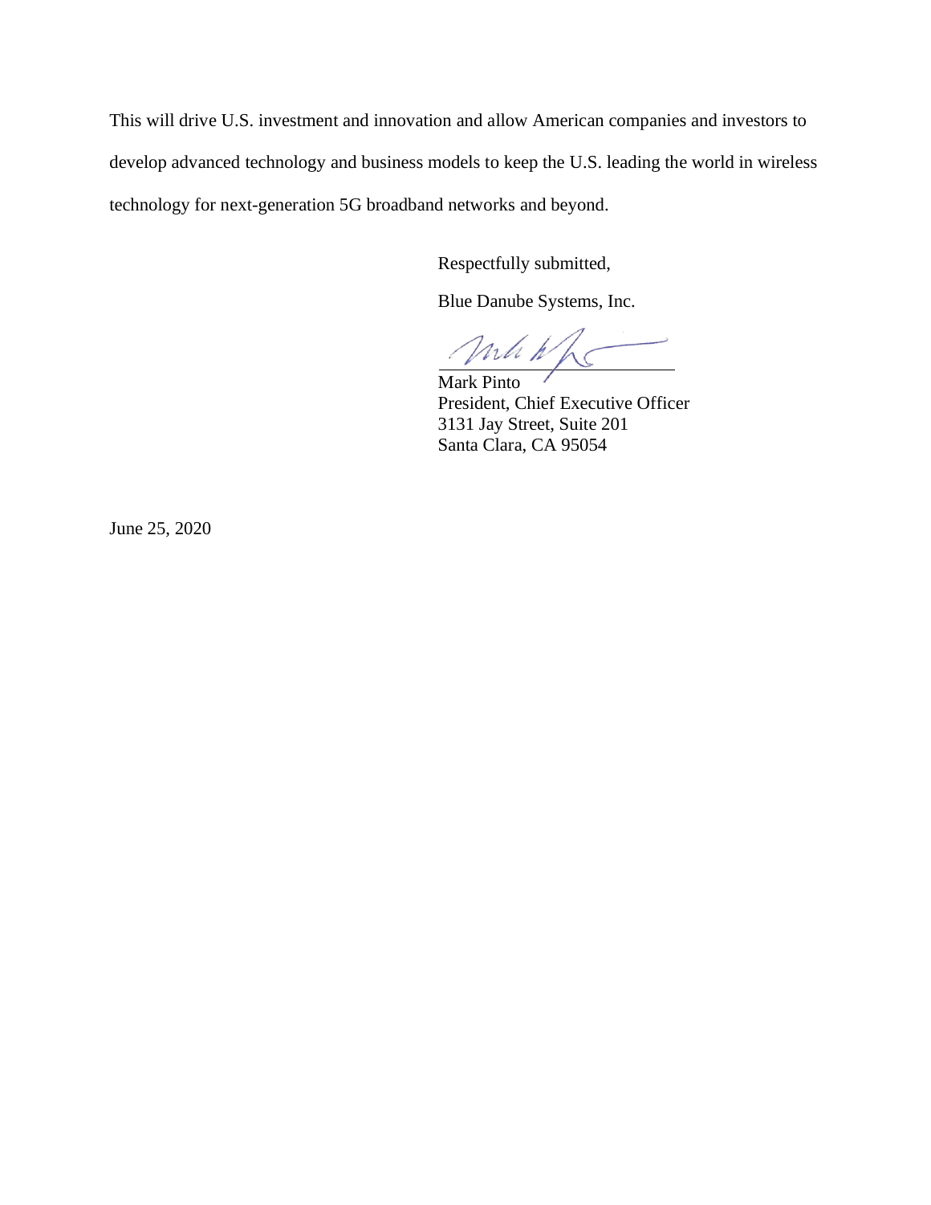This will drive U.S. investment and innovation and allow American companies and investors to develop advanced technology and business models to keep the U.S. leading the world in wireless technology for next-generation 5G broadband networks and beyond.

Respectfully submitted,

Blue Danube Systems, Inc.

Mark Pinto
President, Chief Executive Officer
3131 Jay Street, Suite 201
Santa Clara, CA 95054

June 25, 2020